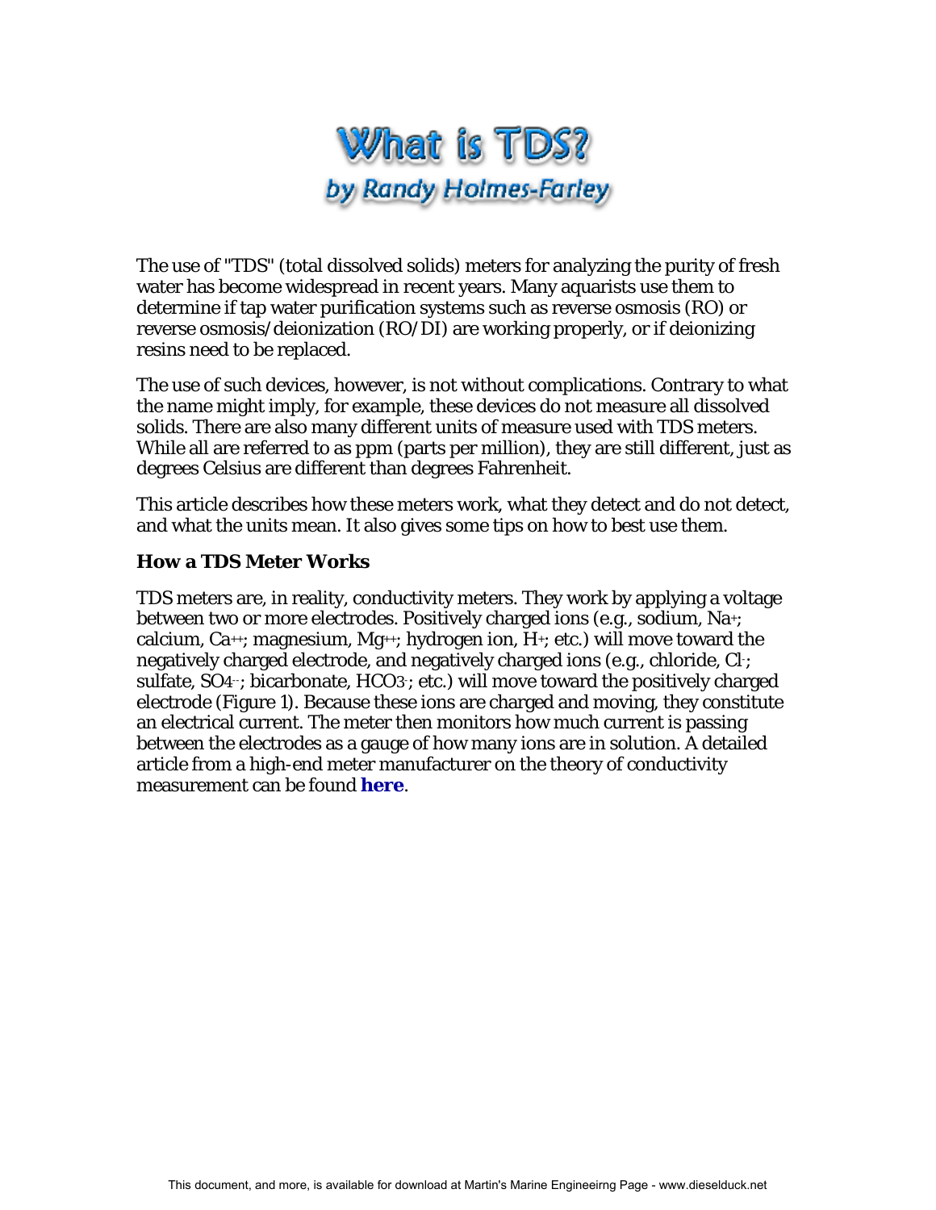# What is TDS?

## by Randy Holmes-Farley

The use of "TDS" (total dissolved solids) meters for analyzing the purity of fresh water has become widespread in recent years. Many aquarists use them to determine if tap water purification systems such as reverse osmosis (RO) or reverse osmosis/deionization (RO/DI) are working properly, or if deionizing resins need to be replaced.

The use of such devices, however, is not without complications. Contrary to what the name might imply, for example, these devices do not measure all dissolved solids. There are also many different units of measure used with TDS meters. While all are referred to as ppm (parts per million), they are still different, just as degrees Celsius are different than degrees Fahrenheit.

This article describes how these meters work, what they detect and do not detect, and what the units mean. It also gives some tips on how to best use them.

### How a TDS Meter Works

TDS meters are, in reality, conductivity meters. They work by applying a voltage between two or more electrodes. Positively charged ions (e.g., sodium, $Na^+$; calcium, $Ca^{++}$; magnesium, $Mg^{++}$; hydrogen ion, $H^+$; etc.) will move toward the negatively charged electrode, and negatively charged ions (e.g., chloride, $Cl^-$; sulfate, $SO_4^{--}$; bicarbonate, $HCO_3^-$; etc.) will move toward the positively charged electrode (Figure 1). Because these ions are charged and moving, they constitute an electrical current. The meter then monitors how much current is passing between the electrodes as a gauge of how many ions are in solution. A detailed article from a high-end meter manufacturer on the theory of conductivity measurement can be found **here**.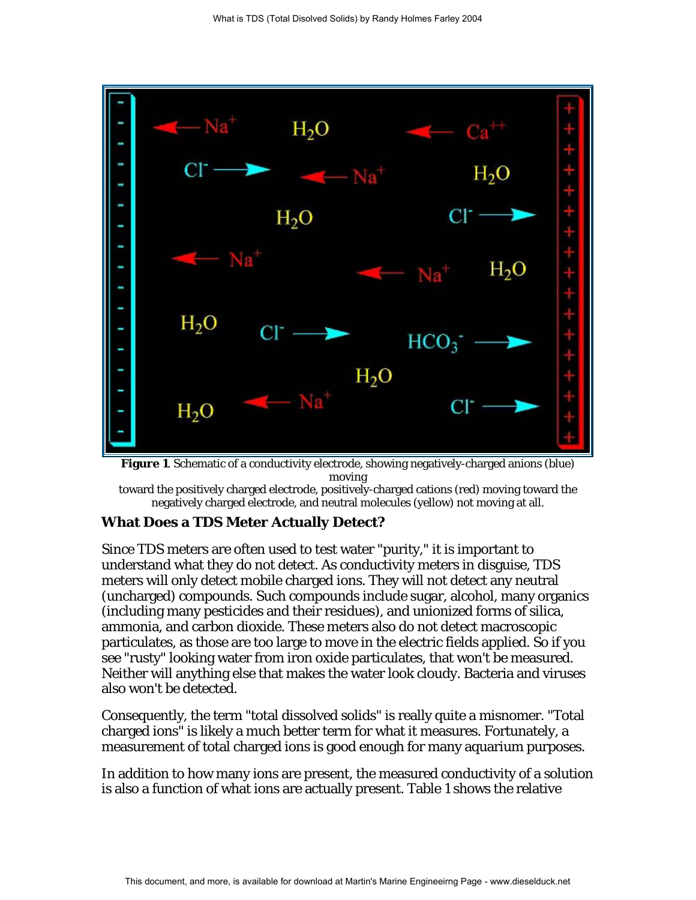**Figure 1**. Schematic of a conductivity electrode, showing negatively-charged anions (blue) moving toward the positively charged electrode, positively-charged cations (red) moving toward the negatively charged electrode, and neutral molecules (yellow) not moving at all.

### What Does a TDS Meter Actually Detect?

Since TDS meters are often used to test water "purity," it is important to understand what they do not detect. As conductivity meters in disguise, TDS meters will only detect mobile charged ions. They will not detect any neutral (uncharged) compounds. Such compounds include sugar, alcohol, many organics (including many pesticides and their residues), and unionized forms of silica, ammonia, and carbon dioxide. These meters also do not detect macroscopic particulates, as those are too large to move in the electric fields applied. So if you see "rusty" looking water from iron oxide particulates, that won't be measured. Neither will anything else that makes the water look cloudy. Bacteria and viruses also won't be detected.

Consequently, the term "total dissolved solids" is really quite a misnomer. "Total charged ions" is likely a much better term for what it measures. Fortunately, a measurement of total charged ions is good enough for many aquarium purposes.

In addition to how many ions are present, the measured conductivity of a solution is also a function of what ions are actually present. Table 1 shows the relative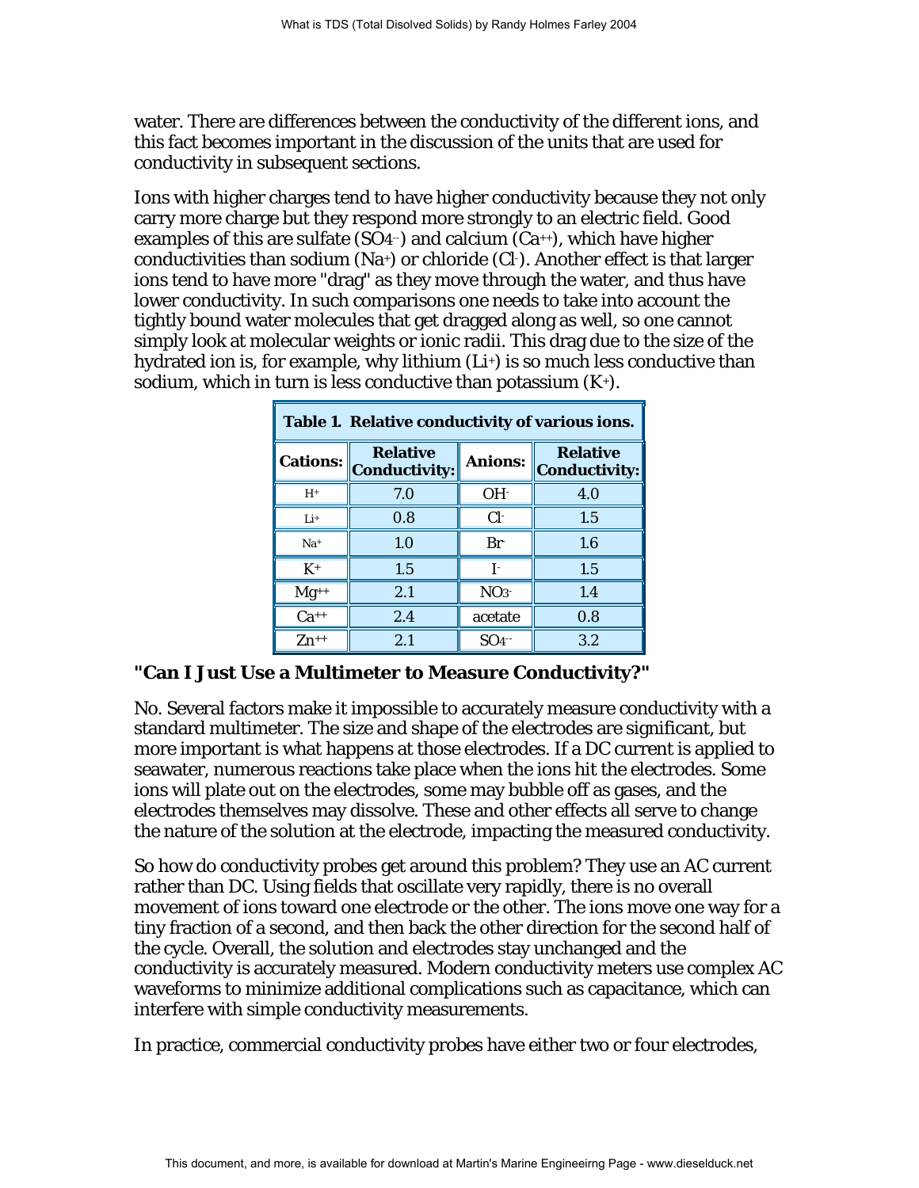water. There are differences between the conductivity of the different ions, and this fact becomes important in the discussion of the units that are used for conductivity in subsequent sections.

Ions with higher charges tend to have higher conductivity because they not only carry more charge but they respond more strongly to an electric field. Good examples of this are sulfate ($SO_4^{--}$) and calcium ($Ca^{++}$), which have higher conductivities than sodium ($Na^+$) or chloride ($Cl^-$). Another effect is that larger ions tend to have more "drag" as they move through the water, and thus have lower conductivity. In such comparisons one needs to take into account the tightly bound water molecules that get dragged along as well, so one cannot simply look at molecular weights or ionic radii. This drag due to the size of the hydrated ion is, for example, why lithium ($Li^+$) is so much less conductive than sodium, which in turn is less conductive than potassium ($K^+$).

**Table 1. Relative conductivity of various ions.**

| Cations: | Relative Conductivity: | Anions: | Relative Conductivity: |
|---|---|---|---|
| $H^+$ | 7.0 | $OH^-$ | 4.0 |
| $Li^+$ | 0.8 | $Cl^-$ | 1.5 |
| $Na^+$ | 1.0 | $Br^-$ | 1.6 |
| $K^+$ | 1.5 | $I^-$ | 1.5 |
| $Mg^{++}$ | 2.1 | $NO_3^-$ | 1.4 |
| $Ca^{++}$ | 2.4 | acetate | 0.8 |
| $Zn^{++}$ | 2.1 | $SO_4^{--}$ | 3.2 |

**"Can I Just Use a Multimeter to Measure Conductivity?"**

No. Several factors make it impossible to accurately measure conductivity with a standard multimeter. The size and shape of the electrodes are significant, but more important is what happens at those electrodes. If a DC current is applied to seawater, numerous reactions take place when the ions hit the electrodes. Some ions will plate out on the electrodes, some may bubble off as gases, and the electrodes themselves may dissolve. These and other effects all serve to change the nature of the solution at the electrode, impacting the measured conductivity.

So how do conductivity probes get around this problem? They use an AC current rather than DC. Using fields that oscillate very rapidly, there is no overall movement of ions toward one electrode or the other. The ions move one way for a tiny fraction of a second, and then back the other direction for the second half of the cycle. Overall, the solution and electrodes stay unchanged and the conductivity is accurately measured. Modern conductivity meters use complex AC waveforms to minimize additional complications such as capacitance, which can interfere with simple conductivity measurements.

In practice, commercial conductivity probes have either two or four electrodes,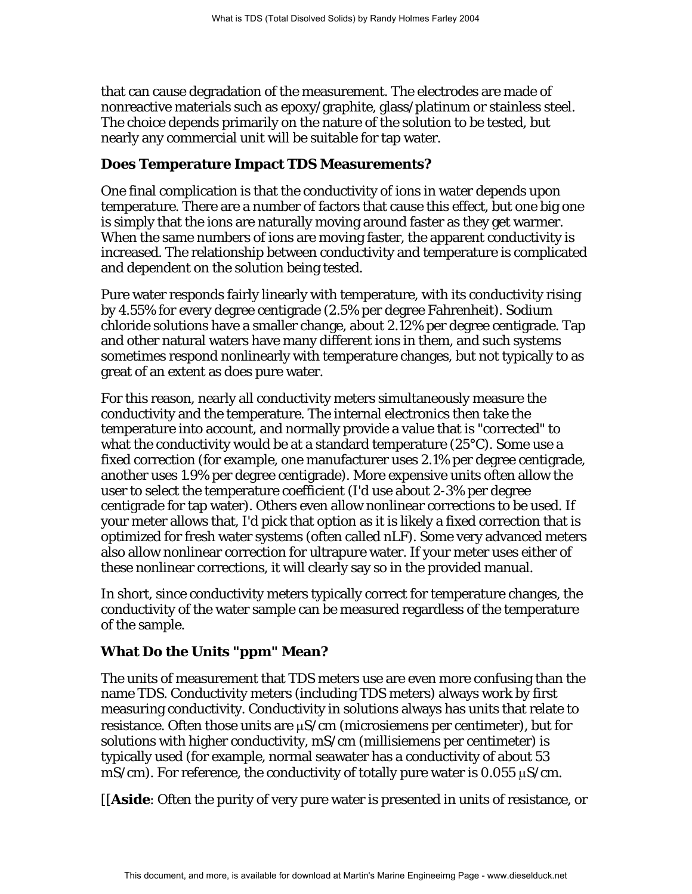that can cause degradation of the measurement. The electrodes are made of nonreactive materials such as epoxy/graphite, glass/platinum or stainless steel. The choice depends primarily on the nature of the solution to be tested, but nearly any commercial unit will be suitable for tap water.

### Does Temperature Impact TDS Measurements?

One final complication is that the conductivity of ions in water depends upon temperature. There are a number of factors that cause this effect, but one big one is simply that the ions are naturally moving around faster as they get warmer. When the same numbers of ions are moving faster, the apparent conductivity is increased. The relationship between conductivity and temperature is complicated and dependent on the solution being tested.

Pure water responds fairly linearly with temperature, with its conductivity rising by 4.55% for every degree centigrade (2.5% per degree Fahrenheit). Sodium chloride solutions have a smaller change, about 2.12% per degree centigrade. Tap and other natural waters have many different ions in them, and such systems sometimes respond nonlinearly with temperature changes, but not typically to as great of an extent as does pure water.

For this reason, nearly all conductivity meters simultaneously measure the conductivity and the temperature. The internal electronics then take the temperature into account, and normally provide a value that is "corrected" to what the conductivity would be at a standard temperature (25°C). Some use a fixed correction (for example, one manufacturer uses 2.1% per degree centigrade, another uses 1.9% per degree centigrade). More expensive units often allow the user to select the temperature coefficient (I'd use about 2-3% per degree centigrade for tap water). Others even allow nonlinear corrections to be used. If your meter allows that, I'd pick that option as it is likely a fixed correction that is optimized for fresh water systems (often called nLF). Some very advanced meters also allow nonlinear correction for ultrapure water. If your meter uses either of these nonlinear corrections, it will clearly say so in the provided manual.

In short, since conductivity meters typically correct for temperature changes, the conductivity of the water sample can be measured regardless of the temperature of the sample.

### What Do the Units "ppm" Mean?

The units of measurement that TDS meters use are even more confusing than the name TDS. Conductivity meters (including TDS meters) always work by first measuring conductivity. Conductivity in solutions always has units that relate to resistance. Often those units are $\mu$S/cm (microsiemens per centimeter), but for solutions with higher conductivity, mS/cm (millisiemens per centimeter) is typically used (for example, normal seawater has a conductivity of about 53 mS/cm). For reference, the conductivity of totally pure water is 0.055 $\mu$S/cm.

[[**Aside**: Often the purity of very pure water is presented in units of resistance, or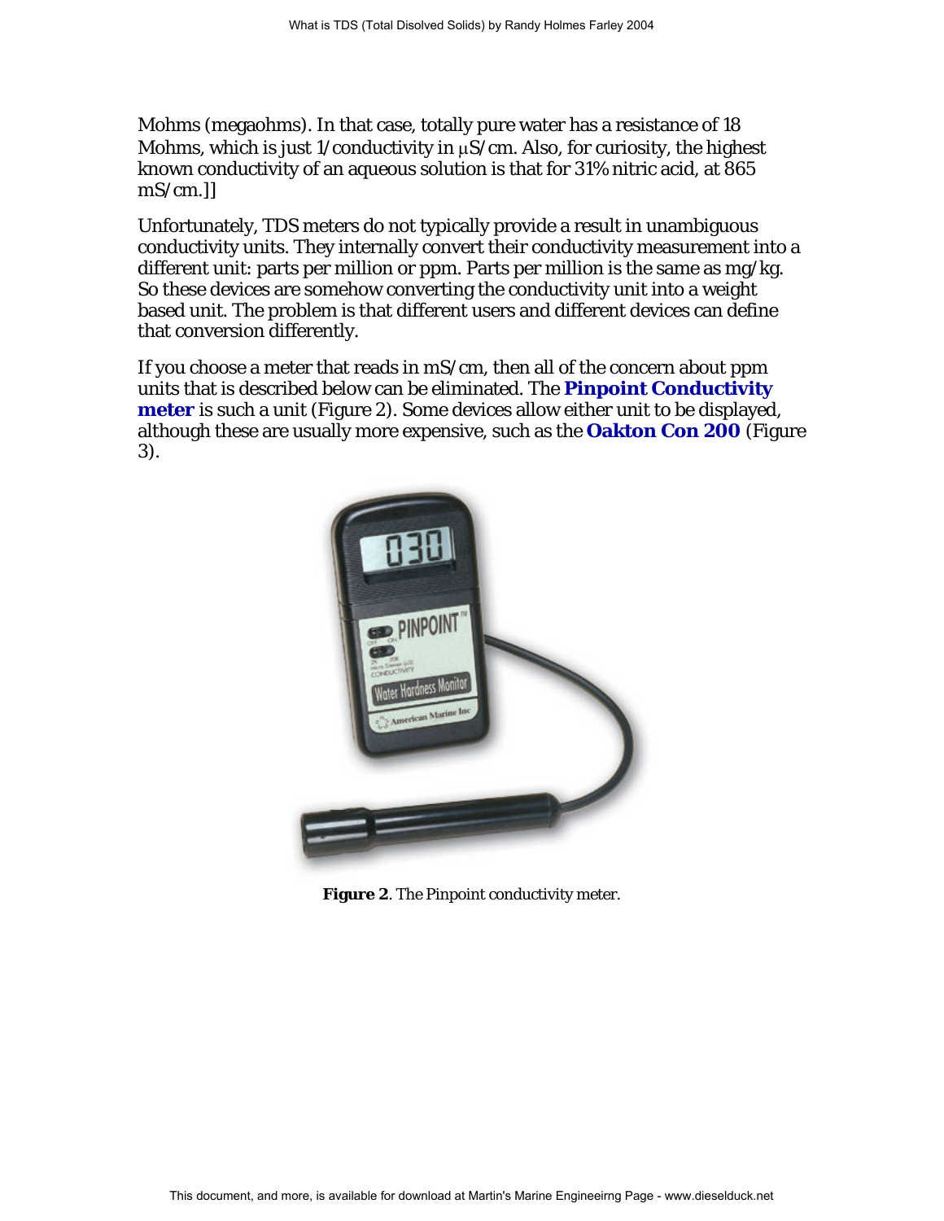Mohms (megaohms). In that case, totally pure water has a resistance of 18 Mohms, which is just 1/conductivity in μS/cm. Also, for curiosity, the highest known conductivity of an aqueous solution is that for 31% nitric acid, at 865 mS/cm.]]

Unfortunately, TDS meters do not typically provide a result in unambiguous conductivity units. They internally convert their conductivity measurement into a different unit: parts per million or ppm. Parts per million is the same as mg/kg. So these devices are somehow converting the conductivity unit into a weight based unit. The problem is that different users and different devices can define that conversion differently.

If you choose a meter that reads in mS/cm, then all of the concern about ppm units that is described below can be eliminated. The **Pinpoint Conductivity meter** is such a unit (Figure 2). Some devices allow either unit to be displayed, although these are usually more expensive, such as the **Oakton Con 200** (Figure 3).

**Figure 2**. The Pinpoint conductivity meter.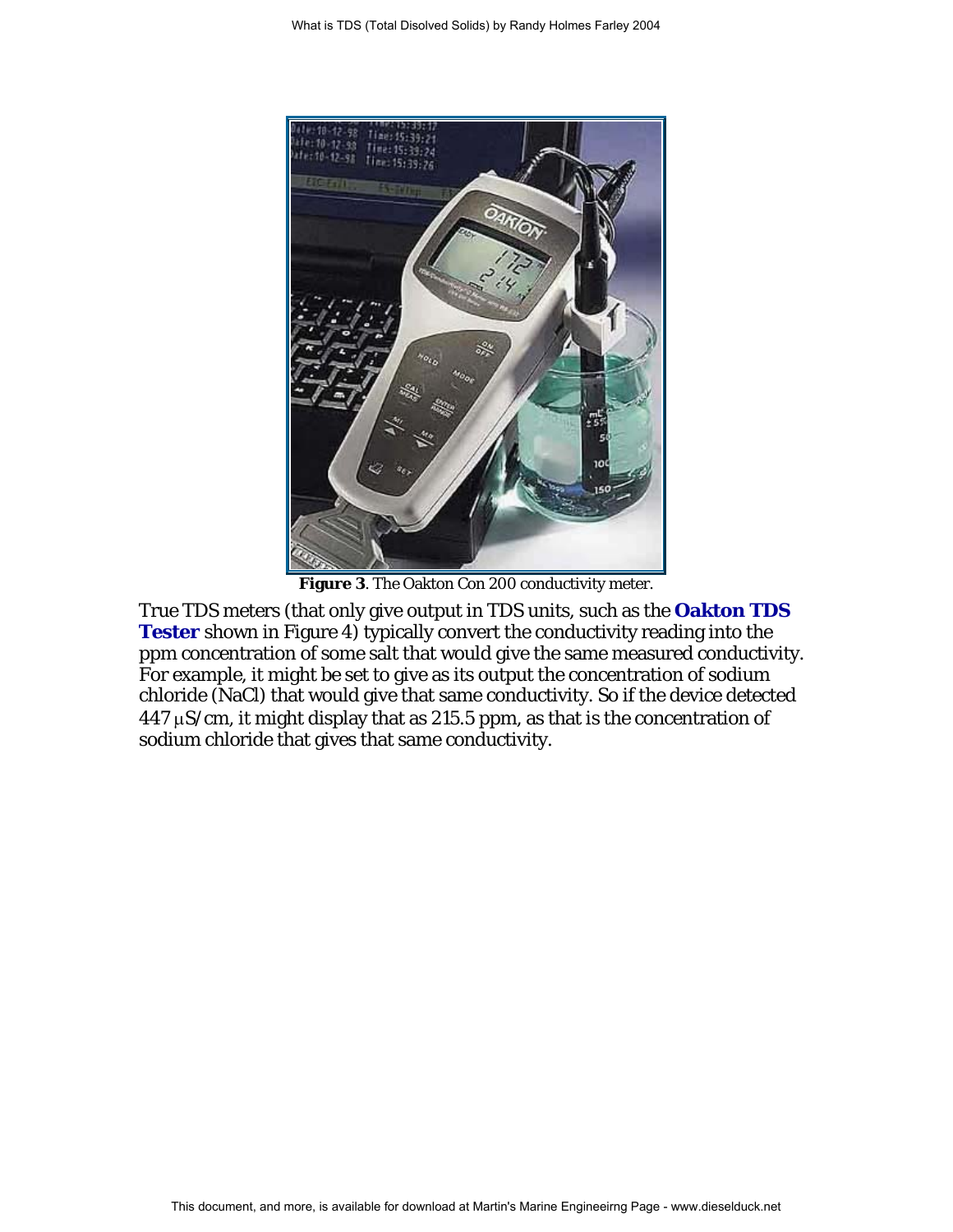**Figure 3**. The Oakton Con 200 conductivity meter.

True TDS meters (that only give output in TDS units, such as the **Oakton TDS Tester** shown in Figure 4) typically convert the conductivity reading into the ppm concentration of some salt that would give the same measured conductivity. For example, it might be set to give as its output the concentration of sodium chloride (NaCl) that would give that same conductivity. So if the device detected 447 µS/cm, it might display that as 215.5 ppm, as that is the concentration of sodium chloride that gives that same conductivity.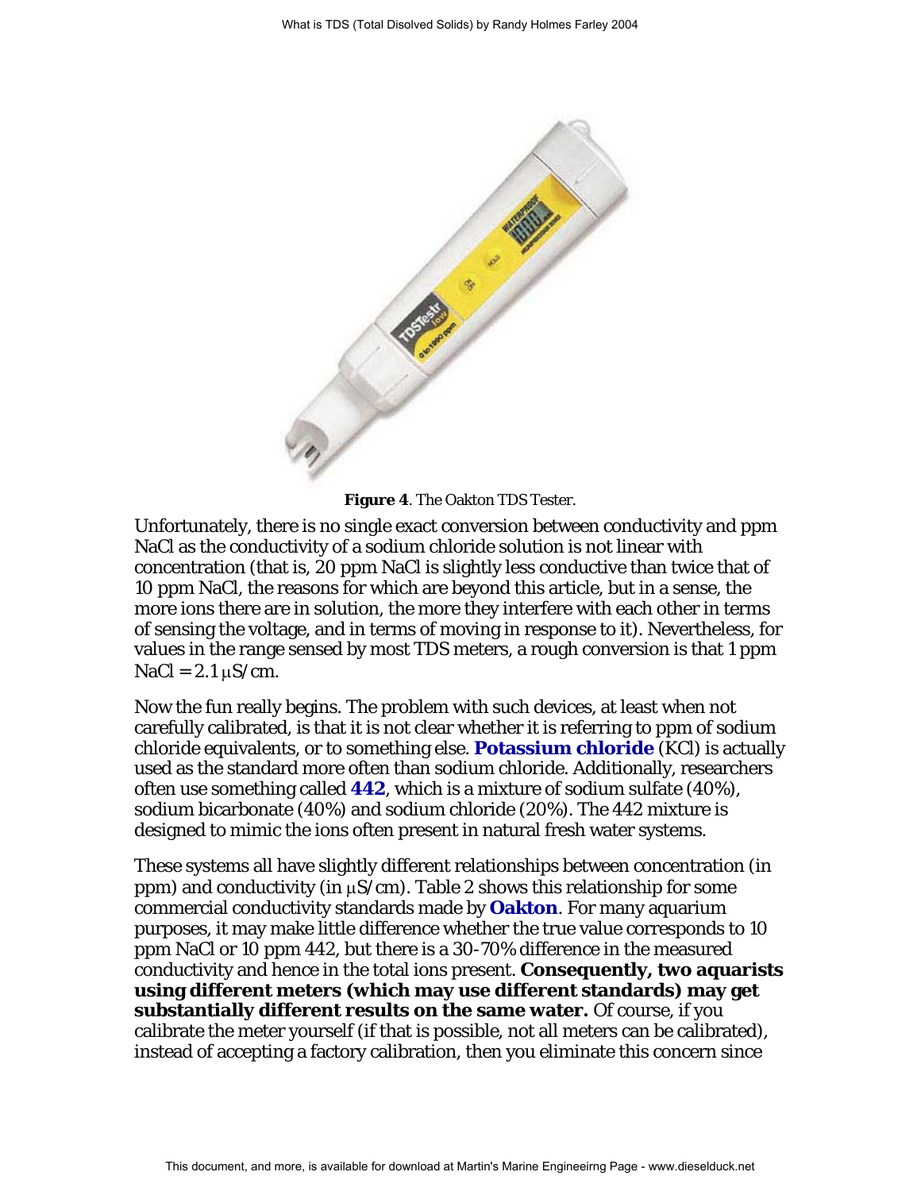**Figure 4**. The Oakton TDS Tester.

Unfortunately, there is no single exact conversion between conductivity and ppm NaCl as the conductivity of a sodium chloride solution is not linear with concentration (that is, 20 ppm NaCl is slightly less conductive than twice that of 10 ppm NaCl, the reasons for which are beyond this article, but in a sense, the more ions there are in solution, the more they interfere with each other in terms of sensing the voltage, and in terms of moving in response to it). Nevertheless, for values in the range sensed by most TDS meters, a rough conversion is that 1 ppm NaCl = 2.1 µS/cm.

Now the fun really begins. The problem with such devices, at least when not carefully calibrated, is that it is not clear whether it is referring to ppm of sodium chloride equivalents, or to something else. **Potassium chloride** (KCl) is actually used as the standard more often than sodium chloride. Additionally, researchers often use something called **442**, which is a mixture of sodium sulfate (40%), sodium bicarbonate (40%) and sodium chloride (20%). The 442 mixture is designed to mimic the ions often present in natural fresh water systems.

These systems all have slightly different relationships between concentration (in ppm) and conductivity (in µS/cm). Table 2 shows this relationship for some commercial conductivity standards made by **Oakton**. For many aquarium purposes, it may make little difference whether the true value corresponds to 10 ppm NaCl or 10 ppm 442, but there is a 30-70% difference in the measured conductivity and hence in the total ions present. **Consequently, two aquarists using different meters (which may use different standards) may get substantially different results on the same water.** Of course, if you calibrate the meter yourself (if that is possible, not all meters can be calibrated), instead of accepting a factory calibration, then you eliminate this concern since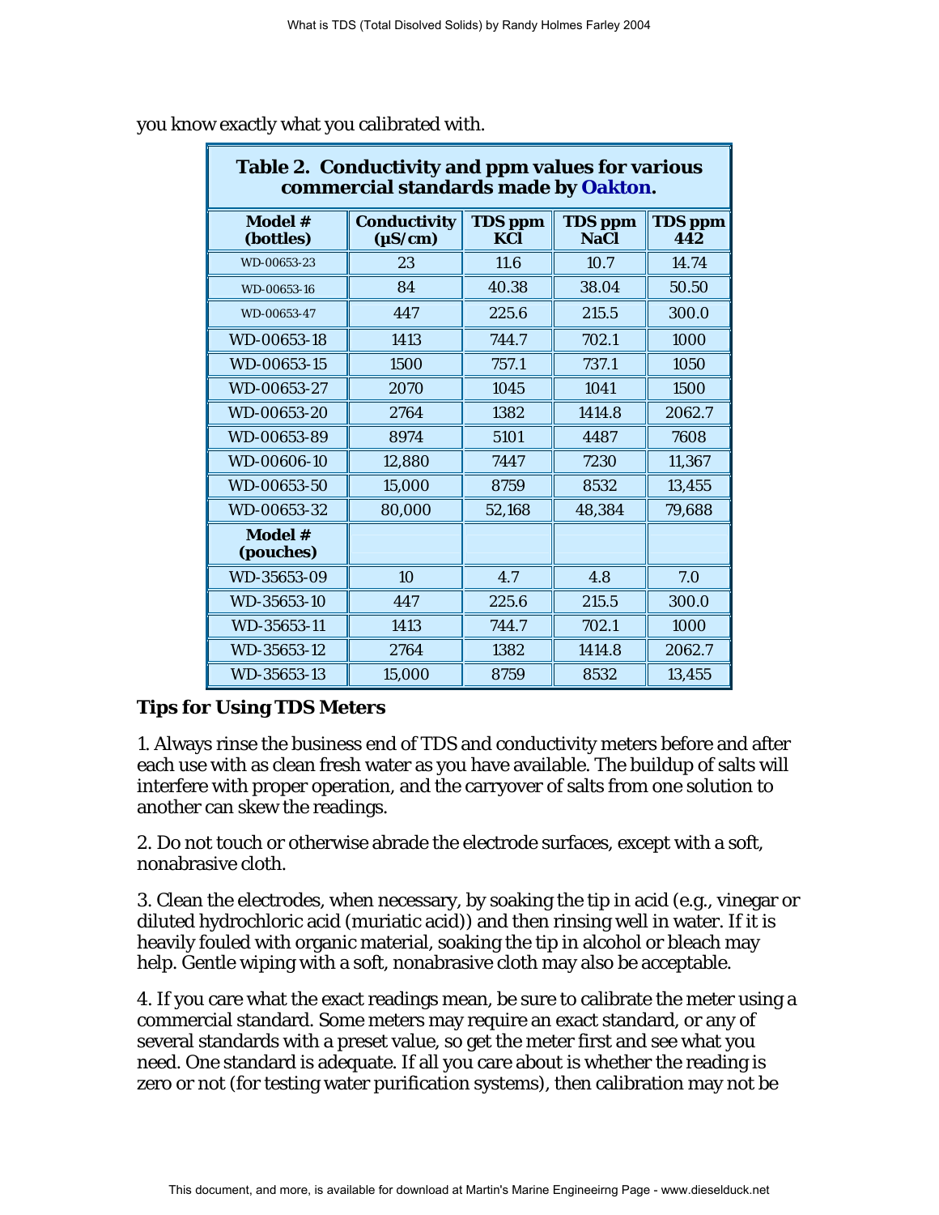you know exactly what you calibrated with.

**Table 2. Conductivity and ppm values for various commercial standards made by Oakton.**

| Model # (bottles) | Conductivity (µS/cm) | TDS ppm KCl | TDS ppm NaCl | TDS ppm 442 |
|---|---|---|---|---|
| WD-00653-23 | 23 | 11.6 | 10.7 | 14.74 |
| WD-00653-16 | 84 | 40.38 | 38.04 | 50.50 |
| WD-00653-47 | 447 | 225.6 | 215.5 | 300.0 |
| WD-00653-18 | 1413 | 744.7 | 702.1 | 1000 |
| WD-00653-15 | 1500 | 757.1 | 737.1 | 1050 |
| WD-00653-27 | 2070 | 1045 | 1041 | 1500 |
| WD-00653-20 | 2764 | 1382 | 1414.8 | 2062.7 |
| WD-00653-89 | 8974 | 5101 | 4487 | 7608 |
| WD-00606-10 | 12,880 | 7447 | 7230 | 11,367 |
| WD-00653-50 | 15,000 | 8759 | 8532 | 13,455 |
| WD-00653-32 | 80,000 | 52,168 | 48,384 | 79,688 |
| **Model # (pouches)** | | | | |
| WD-35653-09 | 10 | 4.7 | 4.8 | 7.0 |
| WD-35653-10 | 447 | 225.6 | 215.5 | 300.0 |
| WD-35653-11 | 1413 | 744.7 | 702.1 | 1000 |
| WD-35653-12 | 2764 | 1382 | 1414.8 | 2062.7 |
| WD-35653-13 | 15,000 | 8759 | 8532 | 13,455 |

## Tips for Using TDS Meters

1. Always rinse the business end of TDS and conductivity meters before and after each use with as clean fresh water as you have available. The buildup of salts will interfere with proper operation, and the carryover of salts from one solution to another can skew the readings.

2. Do not touch or otherwise abrade the electrode surfaces, except with a soft, nonabrasive cloth.

3. Clean the electrodes, when necessary, by soaking the tip in acid (e.g., vinegar or diluted hydrochloric acid (muriatic acid)) and then rinsing well in water. If it is heavily fouled with organic material, soaking the tip in alcohol or bleach may help. Gentle wiping with a soft, nonabrasive cloth may also be acceptable.

4. If you care what the exact readings mean, be sure to calibrate the meter using a commercial standard. Some meters may require an exact standard, or any of several standards with a preset value, so get the meter first and see what you need. One standard is adequate. If all you care about is whether the reading is zero or not (for testing water purification systems), then calibration may not be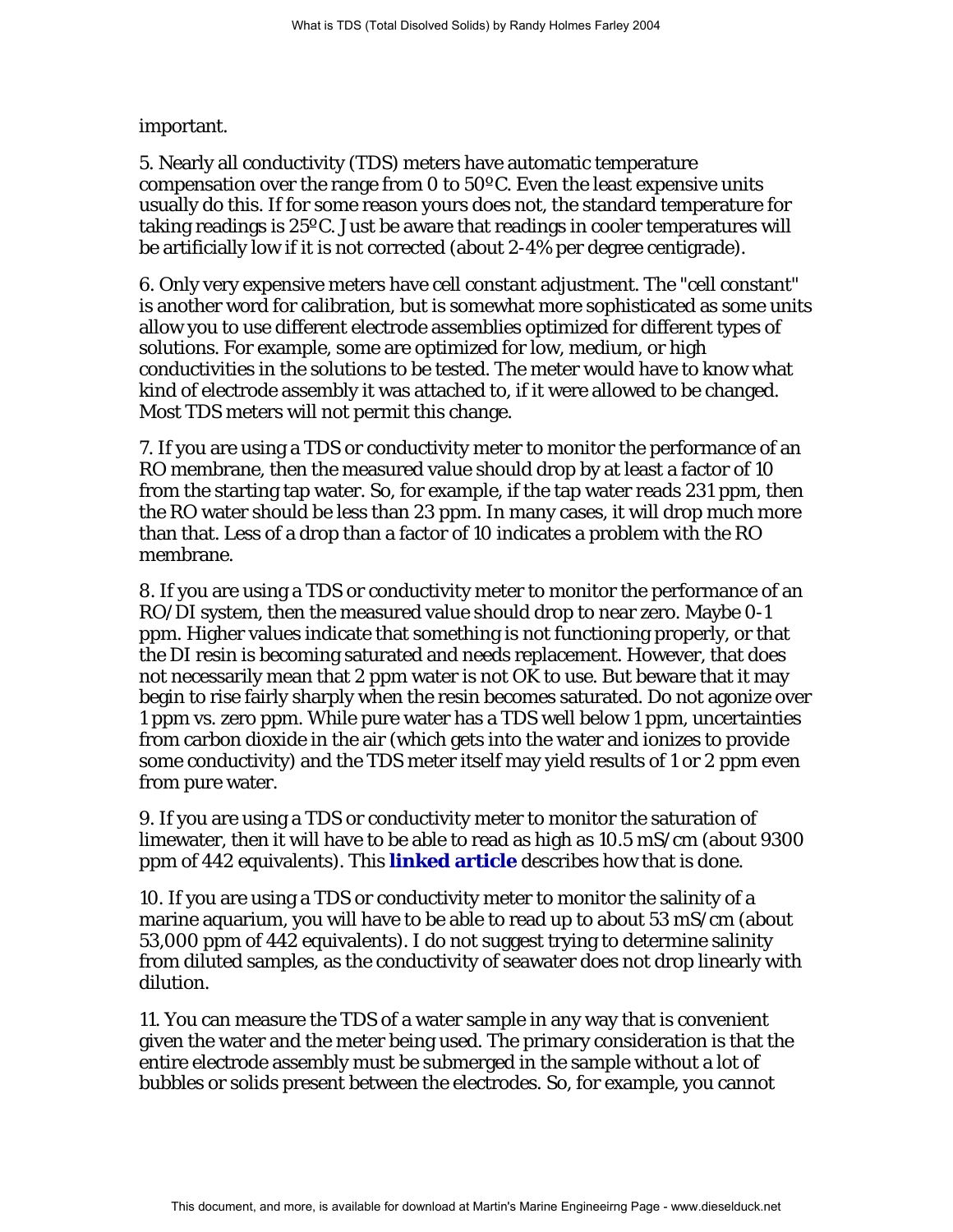important.

5. Nearly all conductivity (TDS) meters have automatic temperature compensation over the range from 0 to 50ºC. Even the least expensive units usually do this. If for some reason yours does not, the standard temperature for taking readings is 25ºC. Just be aware that readings in cooler temperatures will be artificially low if it is not corrected (about 2-4% per degree centigrade).

6. Only very expensive meters have cell constant adjustment. The "cell constant" is another word for calibration, but is somewhat more sophisticated as some units allow you to use different electrode assemblies optimized for different types of solutions. For example, some are optimized for low, medium, or high conductivities in the solutions to be tested. The meter would have to know what kind of electrode assembly it was attached to, if it were allowed to be changed. Most TDS meters will not permit this change.

7. If you are using a TDS or conductivity meter to monitor the performance of an RO membrane, then the measured value should drop by at least a factor of 10 from the starting tap water. So, for example, if the tap water reads 231 ppm, then the RO water should be less than 23 ppm. In many cases, it will drop much more than that. Less of a drop than a factor of 10 indicates a problem with the RO membrane.

8. If you are using a TDS or conductivity meter to monitor the performance of an RO/DI system, then the measured value should drop to near zero. Maybe 0-1 ppm. Higher values indicate that something is not functioning properly, or that the DI resin is becoming saturated and needs replacement. However, that does not necessarily mean that 2 ppm water is not OK to use. But beware that it may begin to rise fairly sharply when the resin becomes saturated. Do not agonize over 1 ppm vs. zero ppm. While pure water has a TDS well below 1 ppm, uncertainties from carbon dioxide in the air (which gets into the water and ionizes to provide some conductivity) and the TDS meter itself may yield results of 1 or 2 ppm even from pure water.

9. If you are using a TDS or conductivity meter to monitor the saturation of limewater, then it will have to be able to read as high as 10.5 mS/cm (about 9300 ppm of 442 equivalents). This **linked article** describes how that is done.

10. If you are using a TDS or conductivity meter to monitor the salinity of a marine aquarium, you will have to be able to read up to about 53 mS/cm (about 53,000 ppm of 442 equivalents). I do not suggest trying to determine salinity from diluted samples, as the conductivity of seawater does not drop linearly with dilution.

11. You can measure the TDS of a water sample in any way that is convenient given the water and the meter being used. The primary consideration is that the entire electrode assembly must be submerged in the sample without a lot of bubbles or solids present between the electrodes. So, for example, you cannot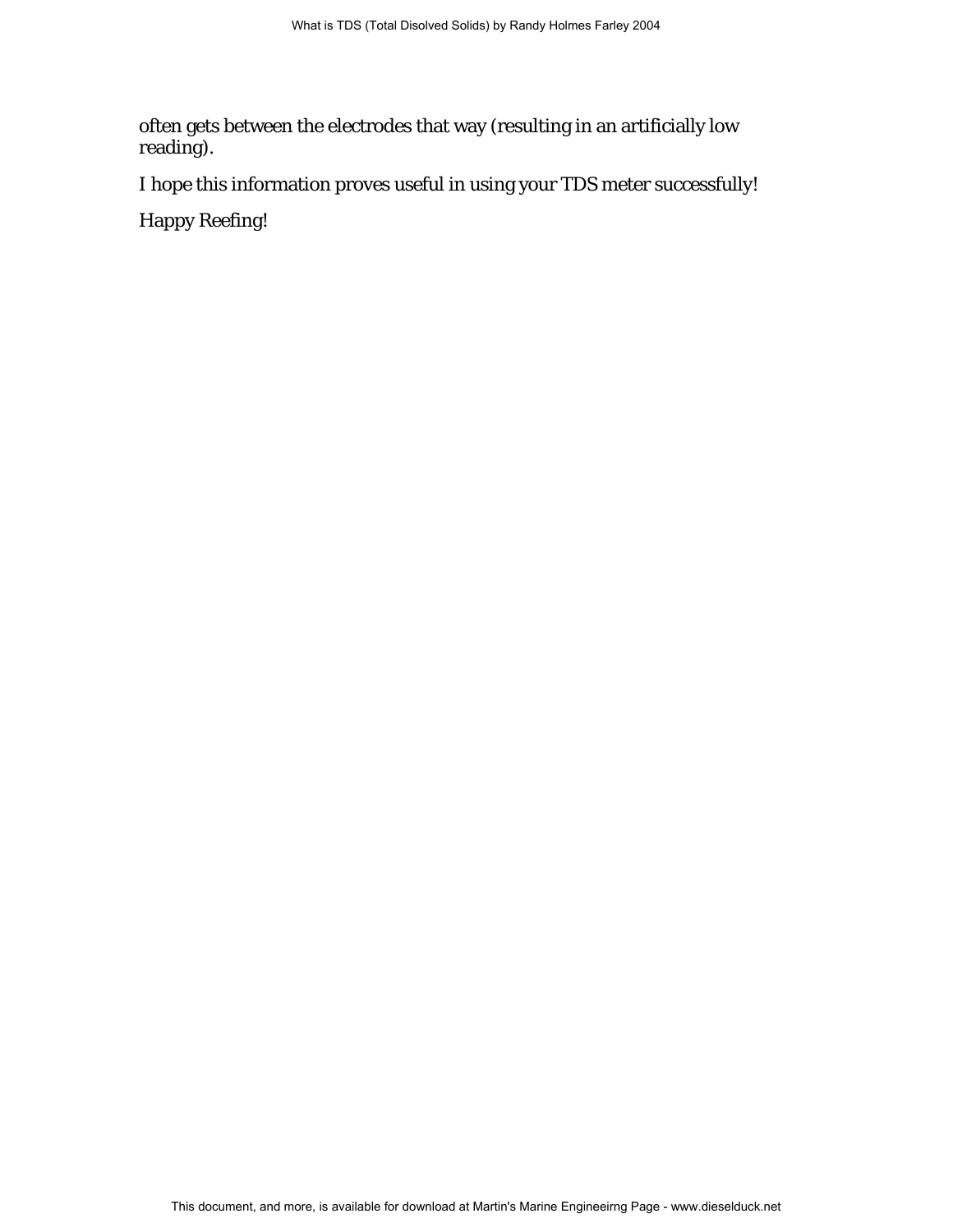often gets between the electrodes that way (resulting in an artificially low reading).

I hope this information proves useful in using your TDS meter successfully!

Happy Reefing!